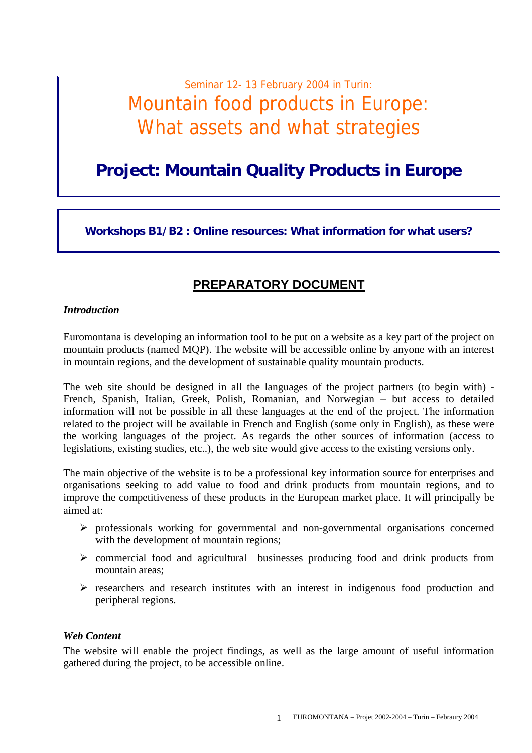Seminar 12- 13 February 2004 in Turin:

# Mountain food products in Europe: What assets and what strategies

## Project: Mountain Quality Products in Europe

**Workshops B1/B2 : Online resources: What information for what users?**

## PREPARATORY DOCUMENT

***Introduction***

Euromontana is developing an information tool to be put on a website as a key part of the project on mountain products (named MQP). The website will be accessible online by anyone with an interest in mountain regions, and the development of sustainable quality mountain products.

The web site should be designed in all the languages of the project partners (to begin with) - French, Spanish, Italian, Greek, Polish, Romanian, and Norwegian – but access to detailed information will not be possible in all these languages at the end of the project. The information related to the project will be available in French and English (some only in English), as these were the working languages of the project. As regards the other sources of information (access to legislations, existing studies, etc..), the web site would give access to the existing versions only.

The main objective of the website is to be a professional key information source for enterprises and organisations seeking to add value to food and drink products from mountain regions, and to improve the competitiveness of these products in the European market place. It will principally be aimed at:

- professionals working for governmental and non-governmental organisations concerned with the development of mountain regions;
- commercial food and agricultural businesses producing food and drink products from mountain areas;
- researchers and research institutes with an interest in indigenous food production and peripheral regions.

***Web Content***

The website will enable the project findings, as well as the large amount of useful information gathered during the project, to be accessible online.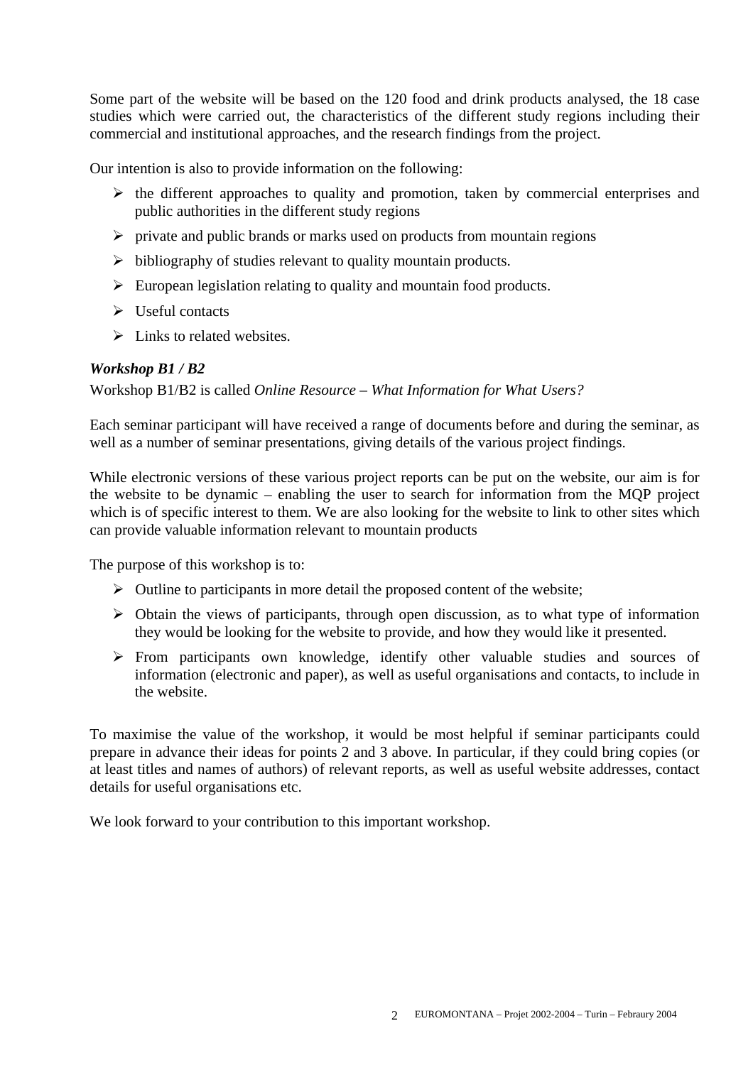Some part of the website will be based on the 120 food and drink products analysed, the 18 case studies which were carried out, the characteristics of the different study regions including their commercial and institutional approaches, and the research findings from the project.

Our intention is also to provide information on the following:

- the different approaches to quality and promotion, taken by commercial enterprises and public authorities in the different study regions
- private and public brands or marks used on products from mountain regions
- bibliography of studies relevant to quality mountain products.
- European legislation relating to quality and mountain food products.
- Useful contacts
- Links to related websites.

***Workshop B1 / B2***

Workshop B1/B2 is called *Online Resource – What Information for What Users?*

Each seminar participant will have received a range of documents before and during the seminar, as well as a number of seminar presentations, giving details of the various project findings.

While electronic versions of these various project reports can be put on the website, our aim is for the website to be dynamic – enabling the user to search for information from the MQP project which is of specific interest to them. We are also looking for the website to link to other sites which can provide valuable information relevant to mountain products

The purpose of this workshop is to:

- Outline to participants in more detail the proposed content of the website;
- Obtain the views of participants, through open discussion, as to what type of information they would be looking for the website to provide, and how they would like it presented.
- From participants own knowledge, identify other valuable studies and sources of information (electronic and paper), as well as useful organisations and contacts, to include in the website.

To maximise the value of the workshop, it would be most helpful if seminar participants could prepare in advance their ideas for points 2 and 3 above. In particular, if they could bring copies (or at least titles and names of authors) of relevant reports, as well as useful website addresses, contact details for useful organisations etc.

We look forward to your contribution to this important workshop.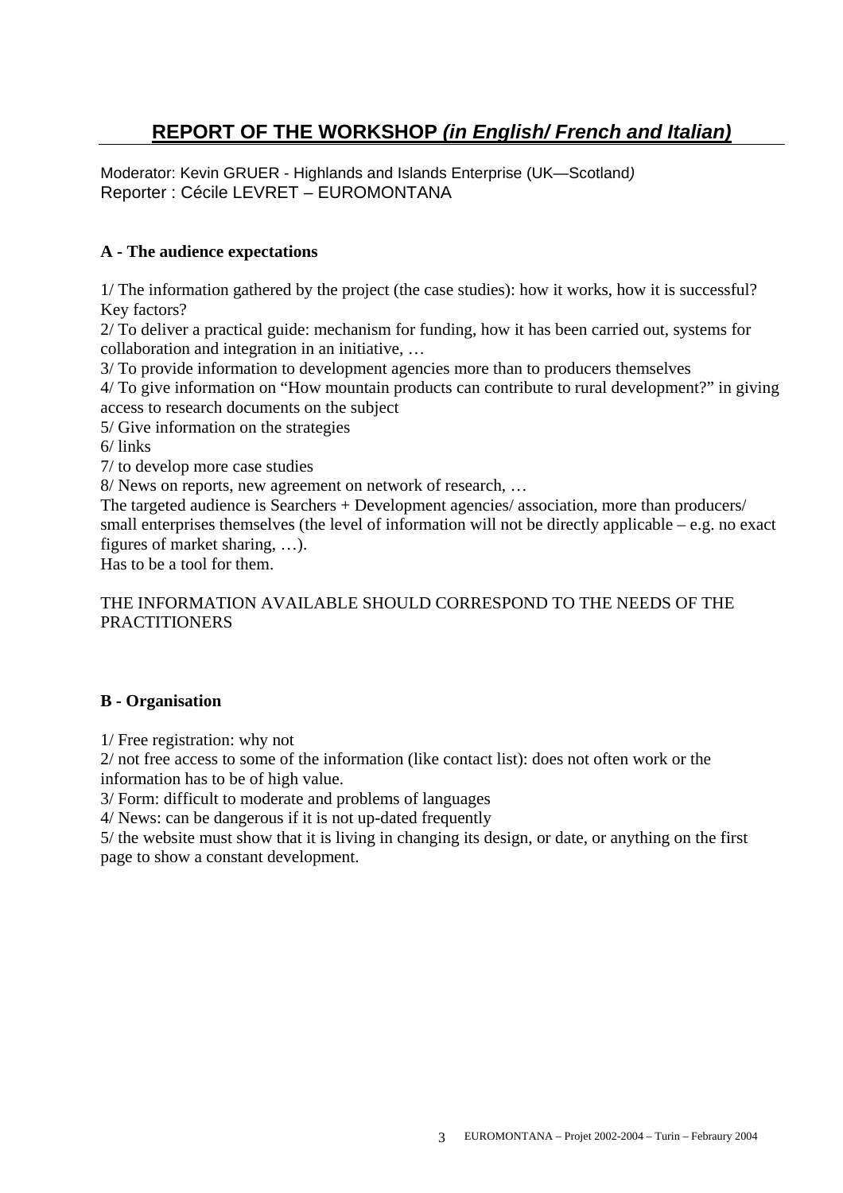# **REPORT OF THE WORKSHOP *(in English/ French and Italian)***

Moderator: Kevin GRUER - Highlands and Islands Enterprise (UK—Scotland*)*
Reporter : Cécile LEVRET – EUROMONTANA

**A - The audience expectations**

1/ The information gathered by the project (the case studies): how it works, how it is successful? Key factors?
2/ To deliver a practical guide: mechanism for funding, how it has been carried out, systems for collaboration and integration in an initiative, …
3/ To provide information to development agencies more than to producers themselves
4/ To give information on "How mountain products can contribute to rural development?" in giving access to research documents on the subject
5/ Give information on the strategies
6/ links
7/ to develop more case studies
8/ News on reports, new agreement on network of research, …
The targeted audience is Searchers + Development agencies/ association, more than producers/ small enterprises themselves (the level of information will not be directly applicable – e.g. no exact figures of market sharing, …).
Has to be a tool for them.

THE INFORMATION AVAILABLE SHOULD CORRESPOND TO THE NEEDS OF THE PRACTITIONERS

**B - Organisation**

1/ Free registration: why not
2/ not free access to some of the information (like contact list): does not often work or the information has to be of high value.
3/ Form: difficult to moderate and problems of languages
4/ News: can be dangerous if it is not up-dated frequently
5/ the website must show that it is living in changing its design, or date, or anything on the first page to show a constant development.